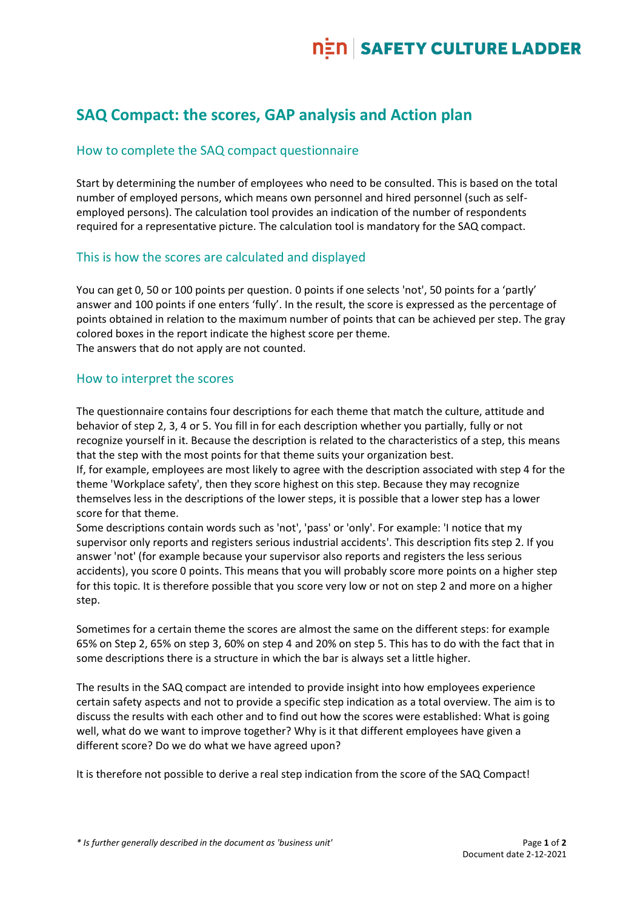# SAQ Compact: the scores, GAP analysis and Action plan

## How to complete the SAQ compact questionnaire

Start by determining the number of employees who need to be consulted. This is based on the total number of employed persons, which means own personnel and hired personnel (such as self-employed persons). The calculation tool provides an indication of the number of respondents required for a representative picture. The calculation tool is mandatory for the SAQ compact.

## This is how the scores are calculated and displayed

You can get 0, 50 or 100 points per question. 0 points if one selects 'not', 50 points for a 'partly' answer and 100 points if one enters 'fully'. In the result, the score is expressed as the percentage of points obtained in relation to the maximum number of points that can be achieved per step. The gray colored boxes in the report indicate the highest score per theme.
The answers that do not apply are not counted.

## How to interpret the scores

The questionnaire contains four descriptions for each theme that match the culture, attitude and behavior of step 2, 3, 4 or 5. You fill in for each description whether you partially, fully or not recognize yourself in it. Because the description is related to the characteristics of a step, this means that the step with the most points for that theme suits your organization best.
If, for example, employees are most likely to agree with the description associated with step 4 for the theme 'Workplace safety', then they score highest on this step. Because they may recognize themselves less in the descriptions of the lower steps, it is possible that a lower step has a lower score for that theme.
Some descriptions contain words such as 'not', 'pass' or 'only'. For example: 'I notice that my supervisor only reports and registers serious industrial accidents'. This description fits step 2. If you answer 'not' (for example because your supervisor also reports and registers the less serious accidents), you score 0 points. This means that you will probably score more points on a higher step for this topic. It is therefore possible that you score very low or not on step 2 and more on a higher step.

Sometimes for a certain theme the scores are almost the same on the different steps: for example 65% on Step 2, 65% on step 3, 60% on step 4 and 20% on step 5. This has to do with the fact that in some descriptions there is a structure in which the bar is always set a little higher.

The results in the SAQ compact are intended to provide insight into how employees experience certain safety aspects and not to provide a specific step indication as a total overview. The aim is to discuss the results with each other and to find out how the scores were established: What is going well, what do we want to improve together? Why is it that different employees have given a different score? Do we do what we have agreed upon?

It is therefore not possible to derive a real step indication from the score of the SAQ Compact!

*\* Is further generally described in the document as 'business unit'*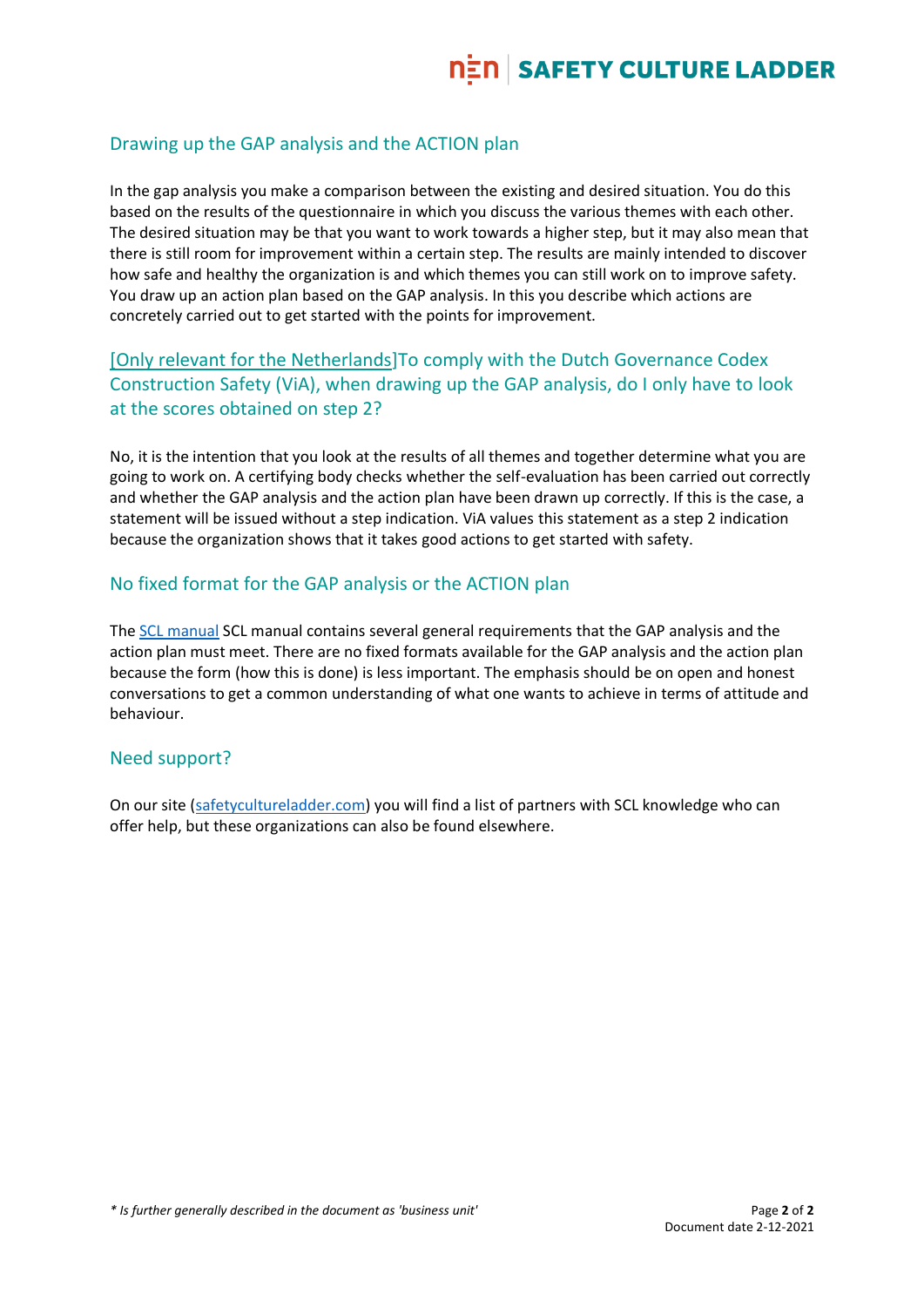## Drawing up the GAP analysis and the ACTION plan

In the gap analysis you make a comparison between the existing and desired situation. You do this based on the results of the questionnaire in which you discuss the various themes with each other. The desired situation may be that you want to work towards a higher step, but it may also mean that there is still room for improvement within a certain step. The results are mainly intended to discover how safe and healthy the organization is and which themes you can still work on to improve safety. You draw up an action plan based on the GAP analysis. In this you describe which actions are concretely carried out to get started with the points for improvement.

## [Only relevant for the Netherlands]To comply with the Dutch Governance Codex Construction Safety (ViA), when drawing up the GAP analysis, do I only have to look at the scores obtained on step 2?

No, it is the intention that you look at the results of all themes and together determine what you are going to work on. A certifying body checks whether the self-evaluation has been carried out correctly and whether the GAP analysis and the action plan have been drawn up correctly. If this is the case, a statement will be issued without a step indication. ViA values this statement as a step 2 indication because the organization shows that it takes good actions to get started with safety.

## No fixed format for the GAP analysis or the ACTION plan

The SCL manual SCL manual contains several general requirements that the GAP analysis and the action plan must meet. There are no fixed formats available for the GAP analysis and the action plan because the form (how this is done) is less important. The emphasis should be on open and honest conversations to get a common understanding of what one wants to achieve in terms of attitude and behaviour.

## Need support?

On our site (safetycultureladder.com) you will find a list of partners with SCL knowledge who can offer help, but these organizations can also be found elsewhere.

*\* Is further generally described in the document as 'business unit'*

Document date 2-12-2021